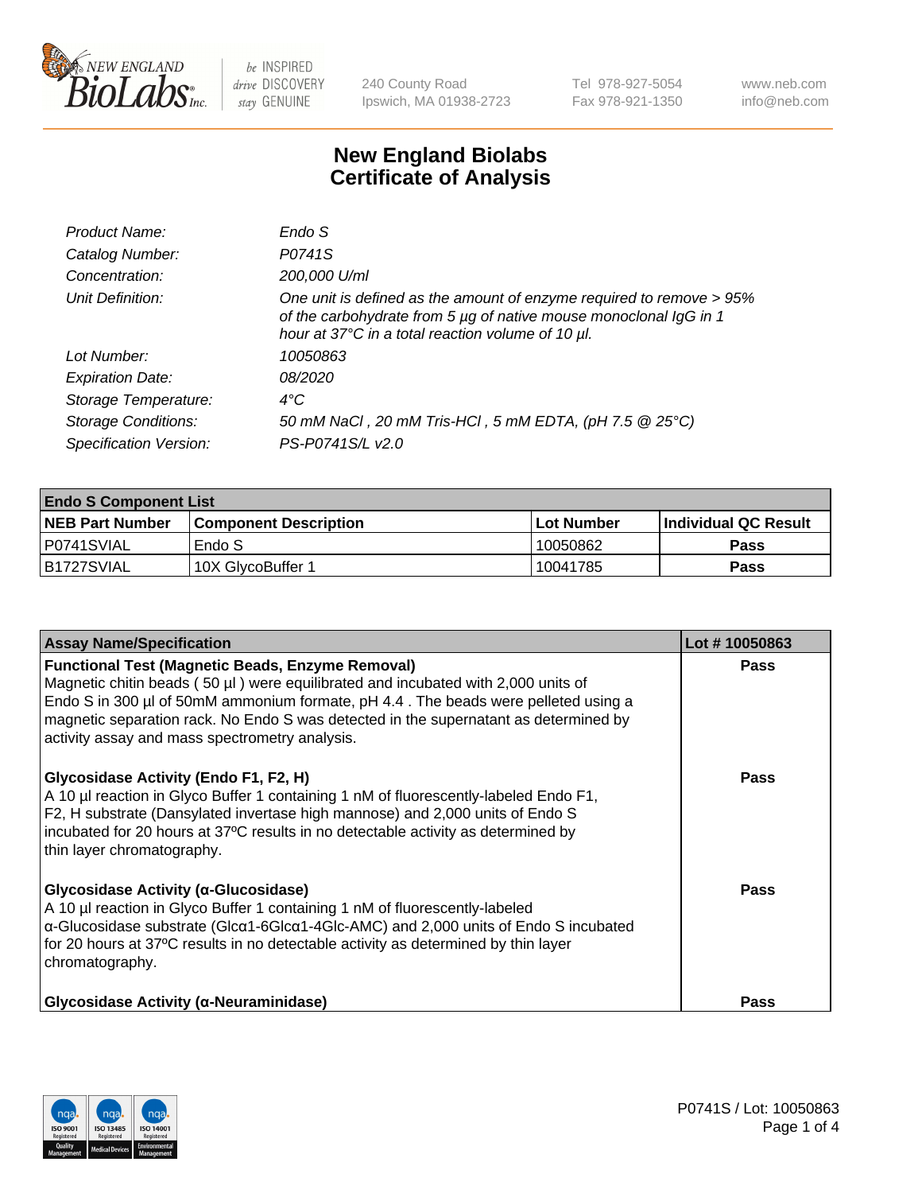# New England Biolabs
# Certificate of Analysis

| | |
|---|---|
| *Product Name:* | *Endo S* |
| *Catalog Number:* | *P0741S* |
| *Concentration:* | *200,000 U/ml* |
| *Unit Definition:* | *One unit is defined as the amount of enzyme required to remove > 95% of the carbohydrate from 5 µg of native mouse monoclonal IgG in 1 hour at 37°C in a total reaction volume of 10 µl.* |
| *Lot Number:* | *10050863* |
| *Expiration Date:* | *08/2020* |
| *Storage Temperature:* | *4°C* |
| *Storage Conditions:* | *50 mM NaCl , 20 mM Tris-HCl , 5 mM EDTA, (pH 7.5 @ 25°C)* |
| *Specification Version:* | *PS-P0741S/L v2.0* |

| **Endo S Component List** | | | |
|---|---|---|---|
| **NEB Part Number** | **Component Description** | **Lot Number** | **Individual QC Result** |
| P0741SVIAL | Endo S | 10050862 | **Pass** |
| B1727SVIAL | 10X GlycoBuffer 1 | 10041785 | **Pass** |

| **Assay Name/Specification** | **Lot # 10050863** |
|---|---|
| **Functional Test (Magnetic Beads, Enzyme Removal)** Magnetic chitin beads ( 50 µl ) were equilibrated and incubated with 2,000 units of Endo S in 300 µl of 50mM ammonium formate, pH 4.4 . The beads were pelleted using a magnetic separation rack. No Endo S was detected in the supernatant as determined by activity assay and mass spectrometry analysis. | **Pass** |
| **Glycosidase Activity (Endo F1, F2, H)** A 10 µl reaction in Glyco Buffer 1 containing 1 nM of fluorescently-labeled Endo F1, F2, H substrate (Dansylated invertase high mannose) and 2,000 units of Endo S incubated for 20 hours at 37ºC results in no detectable activity as determined by thin layer chromatography. | **Pass** |
| **Glycosidase Activity (α-Glucosidase)** A 10 µl reaction in Glyco Buffer 1 containing 1 nM of fluorescently-labeled α-Glucosidase substrate (Glcα1-6Glcα1-4Glc-AMC) and 2,000 units of Endo S incubated for 20 hours at 37ºC results in no detectable activity as determined by thin layer chromatography. | **Pass** |
| **Glycosidase Activity (α-Neuraminidase)** | **Pass** |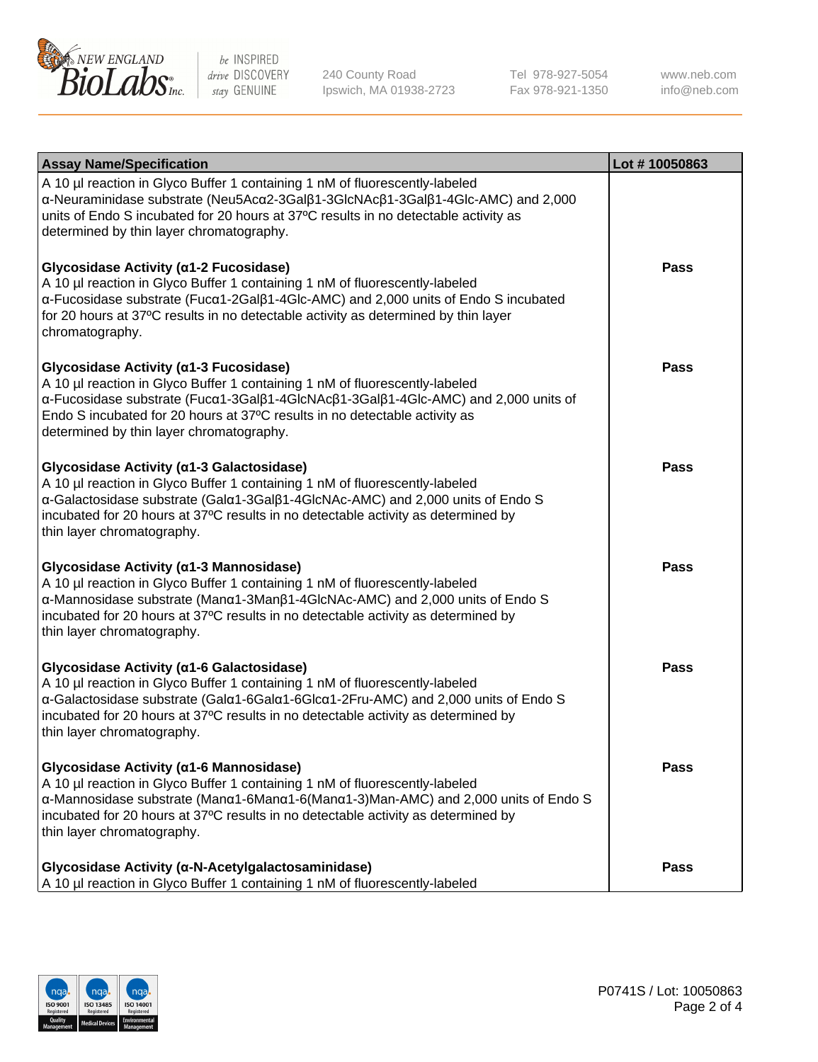| Assay Name/Specification | Lot # 10050863 |
|---|---|
| A 10 µl reaction in Glyco Buffer 1 containing 1 nM of fluorescently-labeled α-Neuraminidase substrate (Neu5Acα2-3Galβ1-3GlcNAcβ1-3Galβ1-4Glc-AMC) and 2,000 units of Endo S incubated for 20 hours at 37ºC results in no detectable activity as determined by thin layer chromatography. | |
| **Glycosidase Activity (α1-2 Fucosidase)**<br>A 10 µl reaction in Glyco Buffer 1 containing 1 nM of fluorescently-labeled α-Fucosidase substrate (Fucα1-2Galβ1-4Glc-AMC) and 2,000 units of Endo S incubated for 20 hours at 37ºC results in no detectable activity as determined by thin layer chromatography. | **Pass** |
| **Glycosidase Activity (α1-3 Fucosidase)**<br>A 10 µl reaction in Glyco Buffer 1 containing 1 nM of fluorescently-labeled α-Fucosidase substrate (Fucα1-3Galβ1-4GlcNAcβ1-3Galβ1-4Glc-AMC) and 2,000 units of Endo S incubated for 20 hours at 37ºC results in no detectable activity as determined by thin layer chromatography. | **Pass** |
| **Glycosidase Activity (α1-3 Galactosidase)**<br>A 10 µl reaction in Glyco Buffer 1 containing 1 nM of fluorescently-labeled α-Galactosidase substrate (Galα1-3Galβ1-4GlcNAc-AMC) and 2,000 units of Endo S incubated for 20 hours at 37ºC results in no detectable activity as determined by thin layer chromatography. | **Pass** |
| **Glycosidase Activity (α1-3 Mannosidase)**<br>A 10 µl reaction in Glyco Buffer 1 containing 1 nM of fluorescently-labeled α-Mannosidase substrate (Manα1-3Manβ1-4GlcNAc-AMC) and 2,000 units of Endo S incubated for 20 hours at 37ºC results in no detectable activity as determined by thin layer chromatography. | **Pass** |
| **Glycosidase Activity (α1-6 Galactosidase)**<br>A 10 µl reaction in Glyco Buffer 1 containing 1 nM of fluorescently-labeled α-Galactosidase substrate (Galα1-6Galα1-6Glcα1-2Fru-AMC) and 2,000 units of Endo S incubated for 20 hours at 37ºC results in no detectable activity as determined by thin layer chromatography. | **Pass** |
| **Glycosidase Activity (α1-6 Mannosidase)**<br>A 10 µl reaction in Glyco Buffer 1 containing 1 nM of fluorescently-labeled α-Mannosidase substrate (Manα1-6Manα1-6(Manα1-3)Man-AMC) and 2,000 units of Endo S incubated for 20 hours at 37ºC results in no detectable activity as determined by thin layer chromatography. | **Pass** |
| **Glycosidase Activity (α-N-Acetylgalactosaminidase)**<br>A 10 µl reaction in Glyco Buffer 1 containing 1 nM of fluorescently-labeled | **Pass** |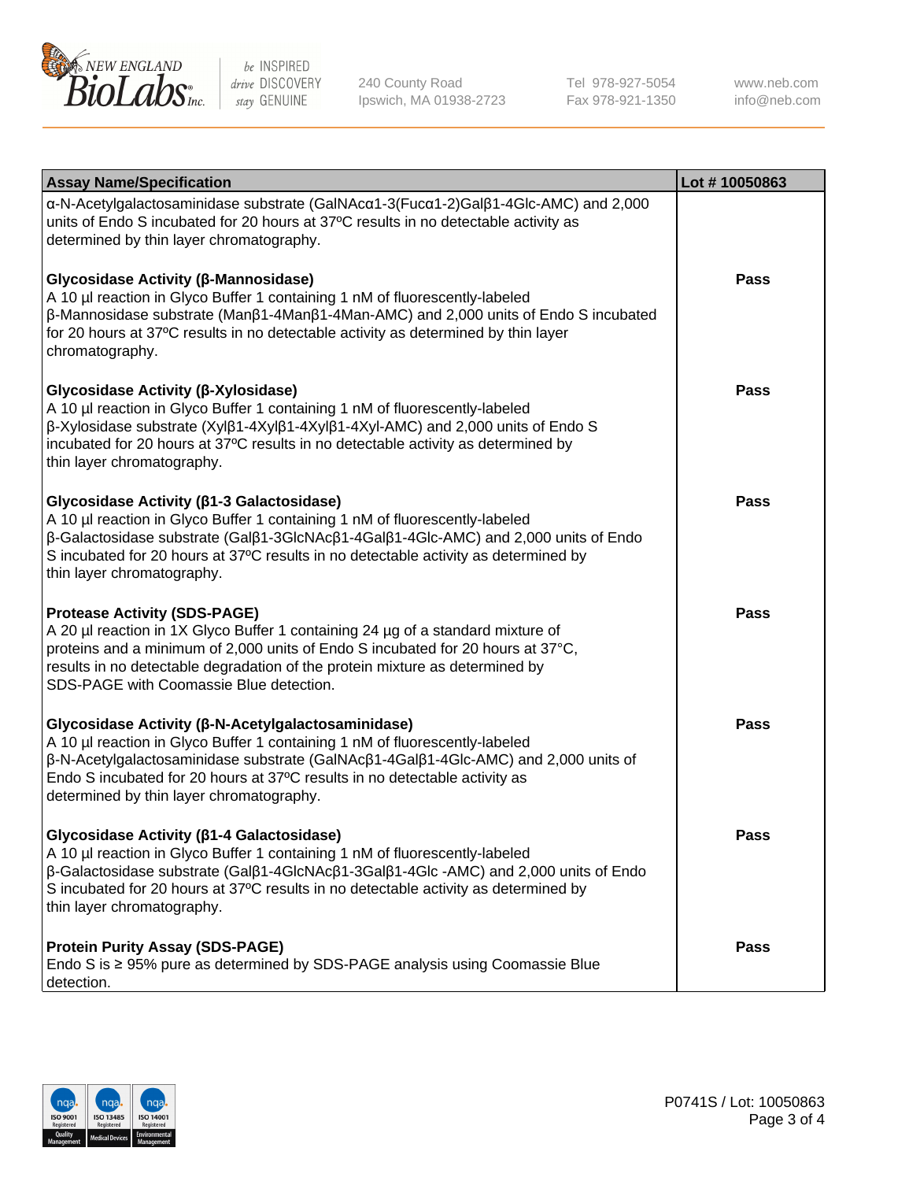| Assay Name/Specification | Lot # 10050863 |
| --- | --- |
| α-N-Acetylgalactosaminidase substrate (GalNAcα1-3(Fucα1-2)Galβ1-4Glc-AMC) and 2,000 units of Endo S incubated for 20 hours at 37ºC results in no detectable activity as determined by thin layer chromatography. | |
| **Glycosidase Activity (β-Mannosidase)**<br>A 10 µl reaction in Glyco Buffer 1 containing 1 nM of fluorescently-labeled β-Mannosidase substrate (Manβ1-4Manβ1-4Man-AMC) and 2,000 units of Endo S incubated for 20 hours at 37ºC results in no detectable activity as determined by thin layer chromatography. | Pass |
| **Glycosidase Activity (β-Xylosidase)**<br>A 10 µl reaction in Glyco Buffer 1 containing 1 nM of fluorescently-labeled β-Xylosidase substrate (Xylβ1-4Xylβ1-4Xylβ1-4Xyl-AMC) and 2,000 units of Endo S incubated for 20 hours at 37ºC results in no detectable activity as determined by thin layer chromatography. | Pass |
| **Glycosidase Activity (β1-3 Galactosidase)**<br>A 10 µl reaction in Glyco Buffer 1 containing 1 nM of fluorescently-labeled β-Galactosidase substrate (Galβ1-3GlcNAcβ1-4Galβ1-4Glc-AMC) and 2,000 units of Endo S incubated for 20 hours at 37ºC results in no detectable activity as determined by thin layer chromatography. | Pass |
| **Protease Activity (SDS-PAGE)**<br>A 20 µl reaction in 1X Glyco Buffer 1 containing 24 µg of a standard mixture of proteins and a minimum of 2,000 units of Endo S incubated for 20 hours at 37°C, results in no detectable degradation of the protein mixture as determined by SDS-PAGE with Coomassie Blue detection. | Pass |
| **Glycosidase Activity (β-N-Acetylgalactosaminidase)**<br>A 10 µl reaction in Glyco Buffer 1 containing 1 nM of fluorescently-labeled β-N-Acetylgalactosaminidase substrate (GalNAcβ1-4Galβ1-4Glc-AMC) and 2,000 units of Endo S incubated for 20 hours at 37ºC results in no detectable activity as determined by thin layer chromatography. | Pass |
| **Glycosidase Activity (β1-4 Galactosidase)**<br>A 10 µl reaction in Glyco Buffer 1 containing 1 nM of fluorescently-labeled β-Galactosidase substrate (Galβ1-4GlcNAcβ1-3Galβ1-4Glc -AMC) and 2,000 units of Endo S incubated for 20 hours at 37ºC results in no detectable activity as determined by thin layer chromatography. | Pass |
| **Protein Purity Assay (SDS-PAGE)**<br>Endo S is ≥ 95% pure as determined by SDS-PAGE analysis using Coomassie Blue detection. | Pass |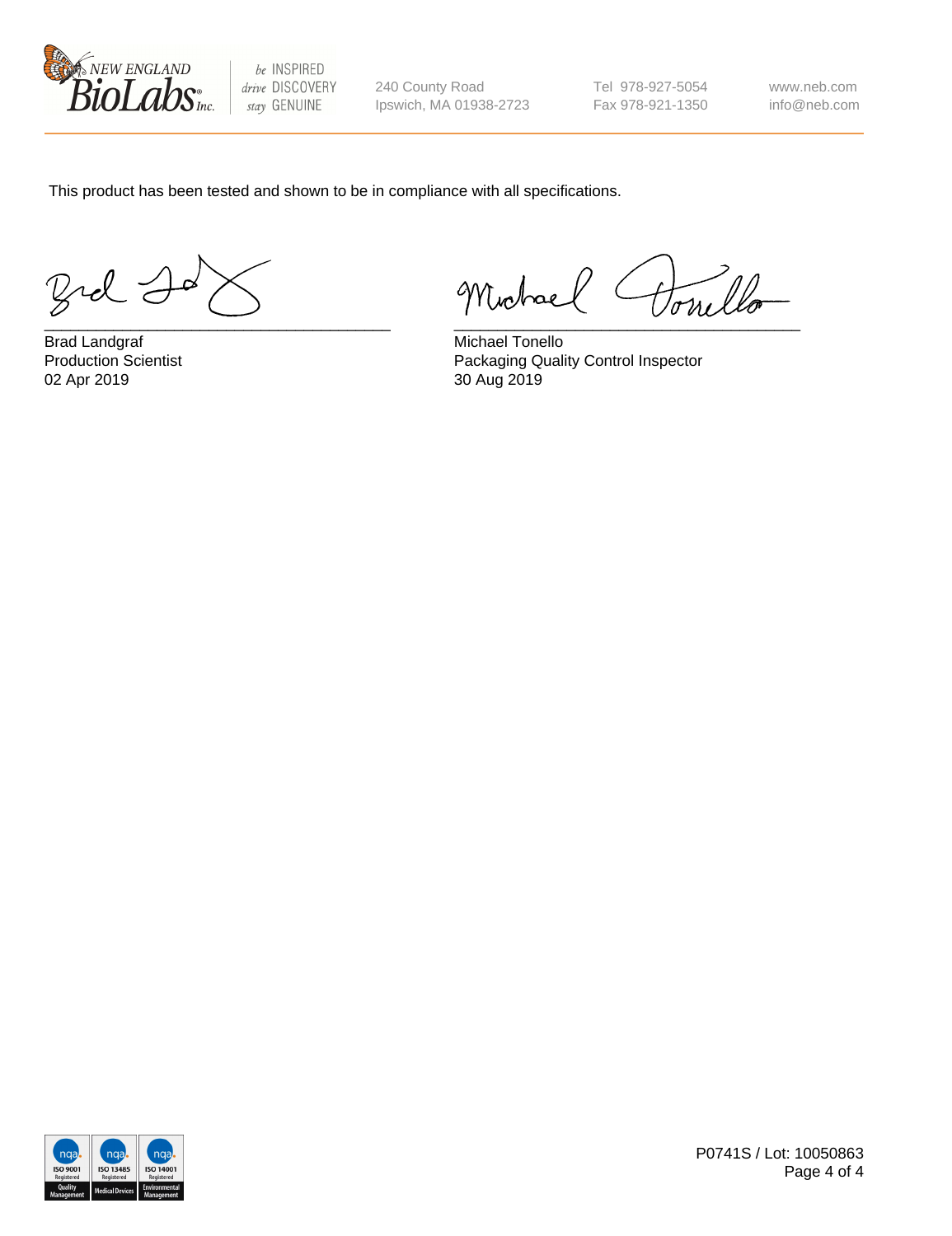This product has been tested and shown to be in compliance with all specifications.

Brad Landgraf
Production Scientist
02 Apr 2019

Michael Tonello
Packaging Quality Control Inspector
30 Aug 2019

P0741S / Lot: 10050863